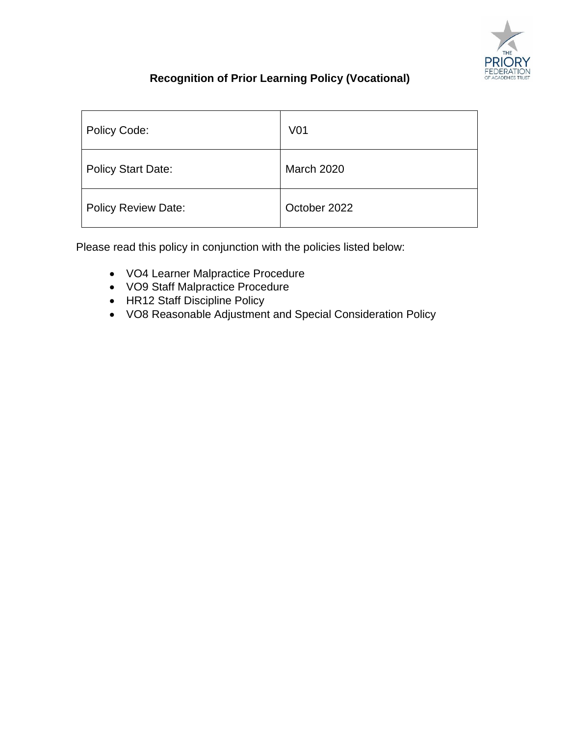# Recognition of Prior Learning Policy (Vocational)

| Policy Code: | V01 |
|---|---|
| Policy Start Date: | March 2020 |
| Policy Review Date: | October 2022 |

Please read this policy in conjunction with the policies listed below:

- VO4 Learner Malpractice Procedure
- VO9 Staff Malpractice Procedure
- HR12 Staff Discipline Policy
- VO8 Reasonable Adjustment and Special Consideration Policy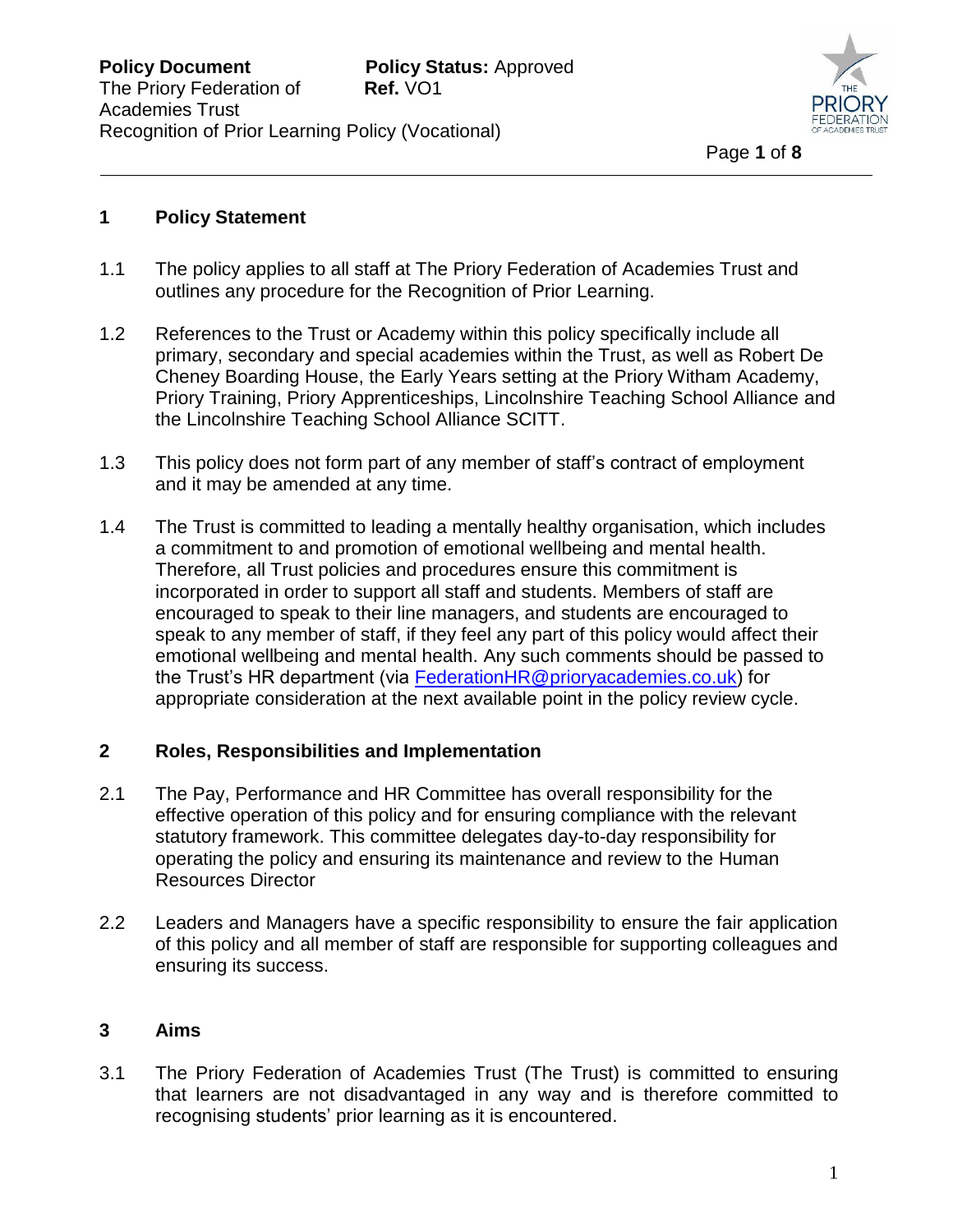## 1 Policy Statement

1.1 The policy applies to all staff at The Priory Federation of Academies Trust and outlines any procedure for the Recognition of Prior Learning.

1.2 References to the Trust or Academy within this policy specifically include all primary, secondary and special academies within the Trust, as well as Robert De Cheney Boarding House, the Early Years setting at the Priory Witham Academy, Priory Training, Priory Apprenticeships, Lincolnshire Teaching School Alliance and the Lincolnshire Teaching School Alliance SCITT.

1.3 This policy does not form part of any member of staff's contract of employment and it may be amended at any time.

1.4 The Trust is committed to leading a mentally healthy organisation, which includes a commitment to and promotion of emotional wellbeing and mental health. Therefore, all Trust policies and procedures ensure this commitment is incorporated in order to support all staff and students. Members of staff are encouraged to speak to their line managers, and students are encouraged to speak to any member of staff, if they feel any part of this policy would affect their emotional wellbeing and mental health. Any such comments should be passed to the Trust's HR department (via FederationHR@prioryacademies.co.uk) for appropriate consideration at the next available point in the policy review cycle.

## 2 Roles, Responsibilities and Implementation

2.1 The Pay, Performance and HR Committee has overall responsibility for the effective operation of this policy and for ensuring compliance with the relevant statutory framework. This committee delegates day-to-day responsibility for operating the policy and ensuring its maintenance and review to the Human Resources Director

2.2 Leaders and Managers have a specific responsibility to ensure the fair application of this policy and all member of staff are responsible for supporting colleagues and ensuring its success.

## 3 Aims

3.1 The Priory Federation of Academies Trust (The Trust) is committed to ensuring that learners are not disadvantaged in any way and is therefore committed to recognising students' prior learning as it is encountered.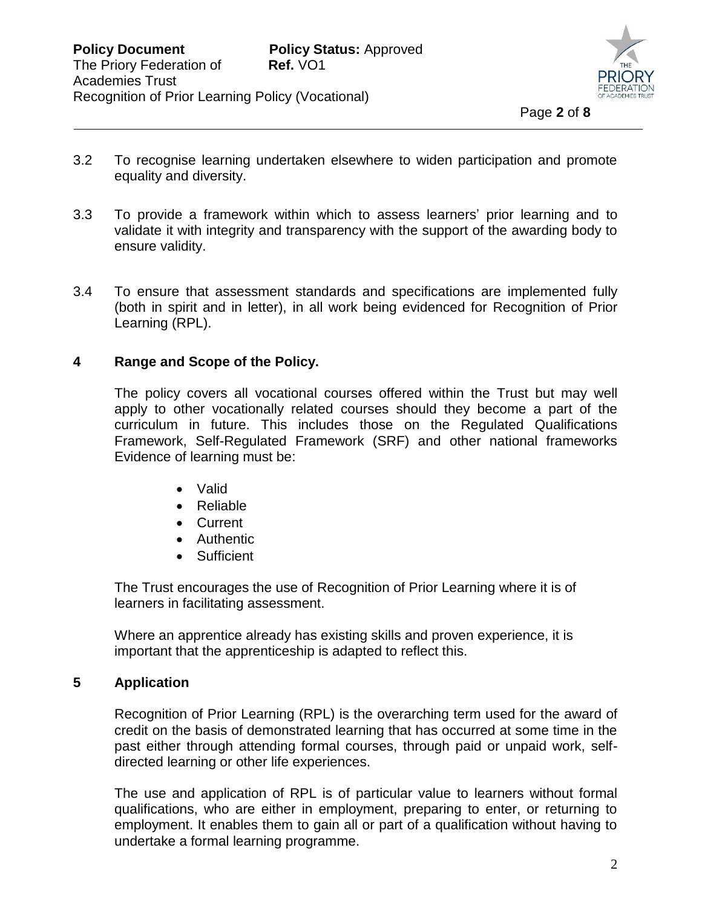3.2 To recognise learning undertaken elsewhere to widen participation and promote equality and diversity.

3.3 To provide a framework within which to assess learners' prior learning and to validate it with integrity and transparency with the support of the awarding body to ensure validity.

3.4 To ensure that assessment standards and specifications are implemented fully (both in spirit and in letter), in all work being evidenced for Recognition of Prior Learning (RPL).

## 4 Range and Scope of the Policy.

The policy covers all vocational courses offered within the Trust but may well apply to other vocationally related courses should they become a part of the curriculum in future. This includes those on the Regulated Qualifications Framework, Self-Regulated Framework (SRF) and other national frameworks Evidence of learning must be:

- Valid
- Reliable
- Current
- Authentic
- Sufficient

The Trust encourages the use of Recognition of Prior Learning where it is of learners in facilitating assessment.

Where an apprentice already has existing skills and proven experience, it is important that the apprenticeship is adapted to reflect this.

## 5 Application

Recognition of Prior Learning (RPL) is the overarching term used for the award of credit on the basis of demonstrated learning that has occurred at some time in the past either through attending formal courses, through paid or unpaid work, self-directed learning or other life experiences.

The use and application of RPL is of particular value to learners without formal qualifications, who are either in employment, preparing to enter, or returning to employment. It enables them to gain all or part of a qualification without having to undertake a formal learning programme.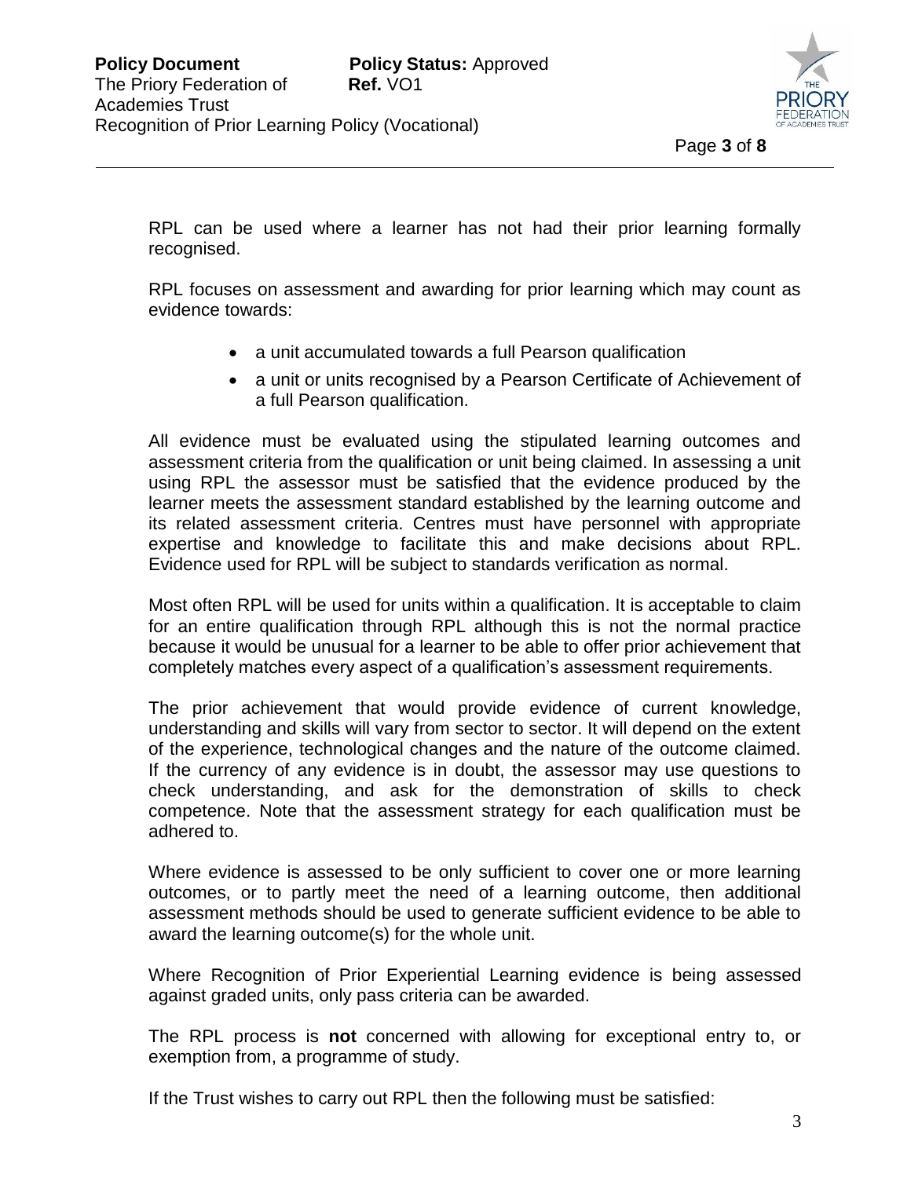RPL can be used where a learner has not had their prior learning formally recognised.

RPL focuses on assessment and awarding for prior learning which may count as evidence towards:

- a unit accumulated towards a full Pearson qualification
- a unit or units recognised by a Pearson Certificate of Achievement of a full Pearson qualification.

All evidence must be evaluated using the stipulated learning outcomes and assessment criteria from the qualification or unit being claimed. In assessing a unit using RPL the assessor must be satisfied that the evidence produced by the learner meets the assessment standard established by the learning outcome and its related assessment criteria. Centres must have personnel with appropriate expertise and knowledge to facilitate this and make decisions about RPL. Evidence used for RPL will be subject to standards verification as normal.

Most often RPL will be used for units within a qualification. It is acceptable to claim for an entire qualification through RPL although this is not the normal practice because it would be unusual for a learner to be able to offer prior achievement that completely matches every aspect of a qualification's assessment requirements.

The prior achievement that would provide evidence of current knowledge, understanding and skills will vary from sector to sector. It will depend on the extent of the experience, technological changes and the nature of the outcome claimed. If the currency of any evidence is in doubt, the assessor may use questions to check understanding, and ask for the demonstration of skills to check competence. Note that the assessment strategy for each qualification must be adhered to.

Where evidence is assessed to be only sufficient to cover one or more learning outcomes, or to partly meet the need of a learning outcome, then additional assessment methods should be used to generate sufficient evidence to be able to award the learning outcome(s) for the whole unit.

Where Recognition of Prior Experiential Learning evidence is being assessed against graded units, only pass criteria can be awarded.

The RPL process is **not** concerned with allowing for exceptional entry to, or exemption from, a programme of study.

If the Trust wishes to carry out RPL then the following must be satisfied: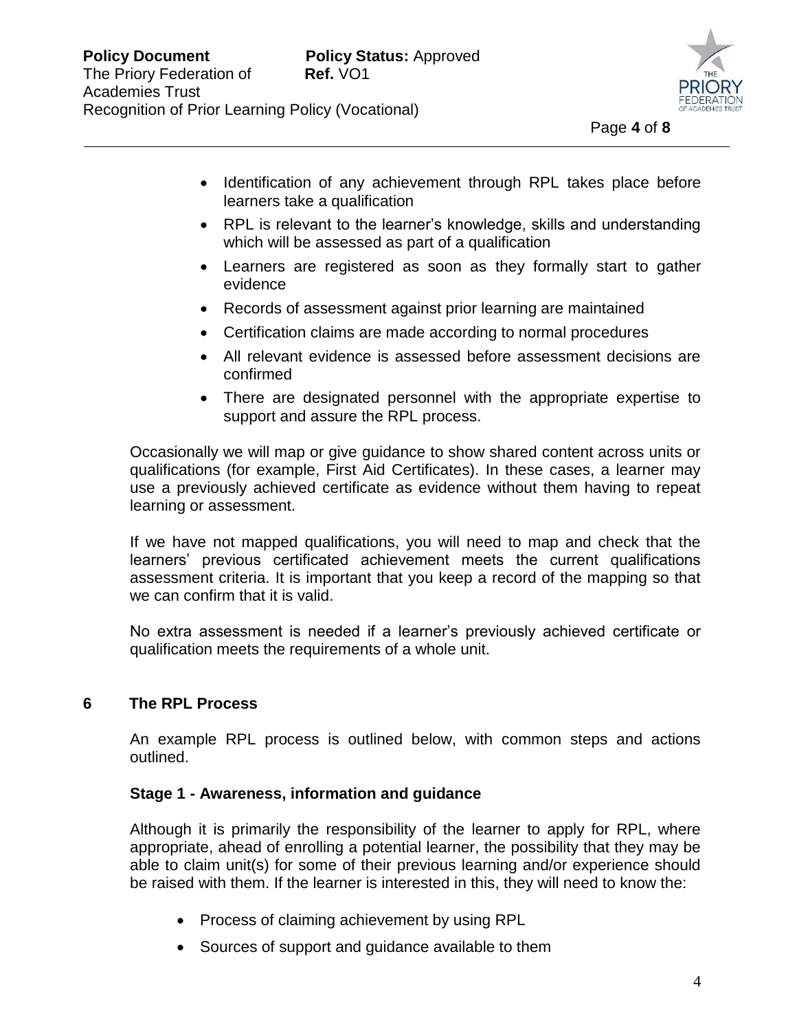- Identification of any achievement through RPL takes place before learners take a qualification
- RPL is relevant to the learner's knowledge, skills and understanding which will be assessed as part of a qualification
- Learners are registered as soon as they formally start to gather evidence
- Records of assessment against prior learning are maintained
- Certification claims are made according to normal procedures
- All relevant evidence is assessed before assessment decisions are confirmed
- There are designated personnel with the appropriate expertise to support and assure the RPL process.

Occasionally we will map or give guidance to show shared content across units or qualifications (for example, First Aid Certificates). In these cases, a learner may use a previously achieved certificate as evidence without them having to repeat learning or assessment.

If we have not mapped qualifications, you will need to map and check that the learners' previous certificated achievement meets the current qualifications assessment criteria. It is important that you keep a record of the mapping so that we can confirm that it is valid.

No extra assessment is needed if a learner's previously achieved certificate or qualification meets the requirements of a whole unit.

## 6 The RPL Process

An example RPL process is outlined below, with common steps and actions outlined.

### Stage 1 - Awareness, information and guidance

Although it is primarily the responsibility of the learner to apply for RPL, where appropriate, ahead of enrolling a potential learner, the possibility that they may be able to claim unit(s) for some of their previous learning and/or experience should be raised with them. If the learner is interested in this, they will need to know the:

- Process of claiming achievement by using RPL
- Sources of support and guidance available to them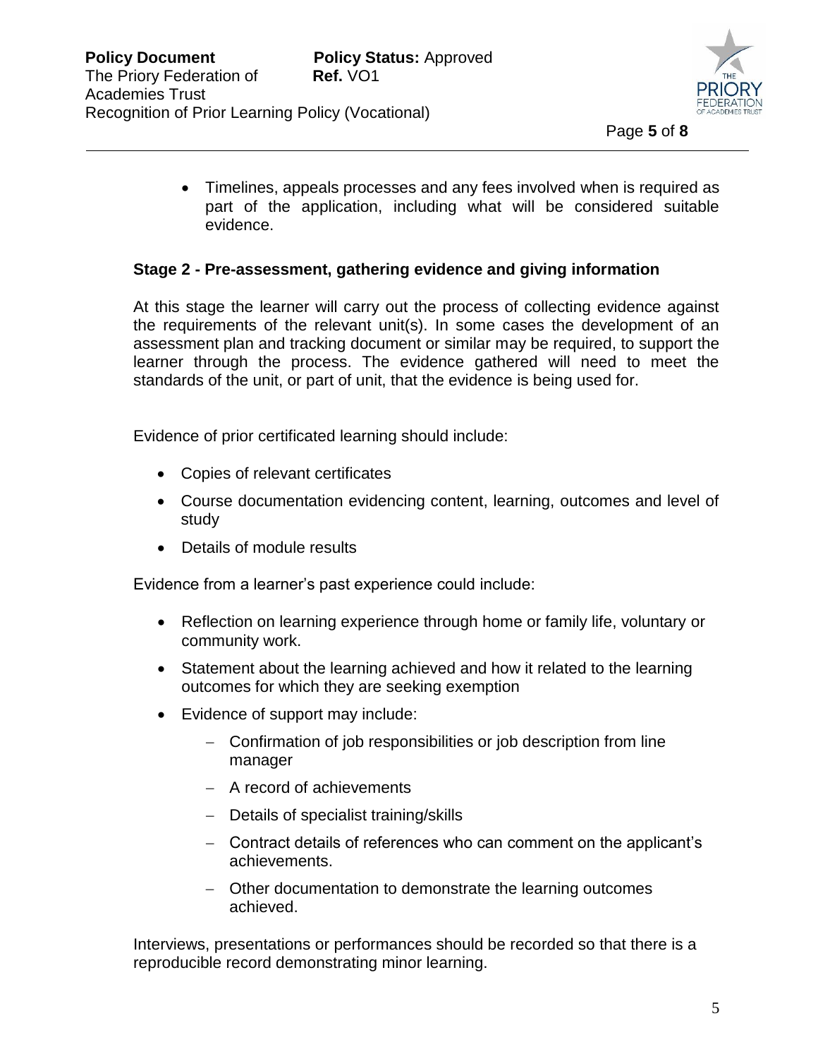- Timelines, appeals processes and any fees involved when is required as part of the application, including what will be considered suitable evidence.

### Stage 2 - Pre-assessment, gathering evidence and giving information

At this stage the learner will carry out the process of collecting evidence against the requirements of the relevant unit(s). In some cases the development of an assessment plan and tracking document or similar may be required, to support the learner through the process. The evidence gathered will need to meet the standards of the unit, or part of unit, that the evidence is being used for.

Evidence of prior certificated learning should include:

- Copies of relevant certificates
- Course documentation evidencing content, learning, outcomes and level of study
- Details of module results

Evidence from a learner's past experience could include:

- Reflection on learning experience through home or family life, voluntary or community work.
- Statement about the learning achieved and how it related to the learning outcomes for which they are seeking exemption
- Evidence of support may include:
  - Confirmation of job responsibilities or job description from line manager
  - A record of achievements
  - Details of specialist training/skills
  - Contract details of references who can comment on the applicant's achievements.
  - Other documentation to demonstrate the learning outcomes achieved.

Interviews, presentations or performances should be recorded so that there is a reproducible record demonstrating minor learning.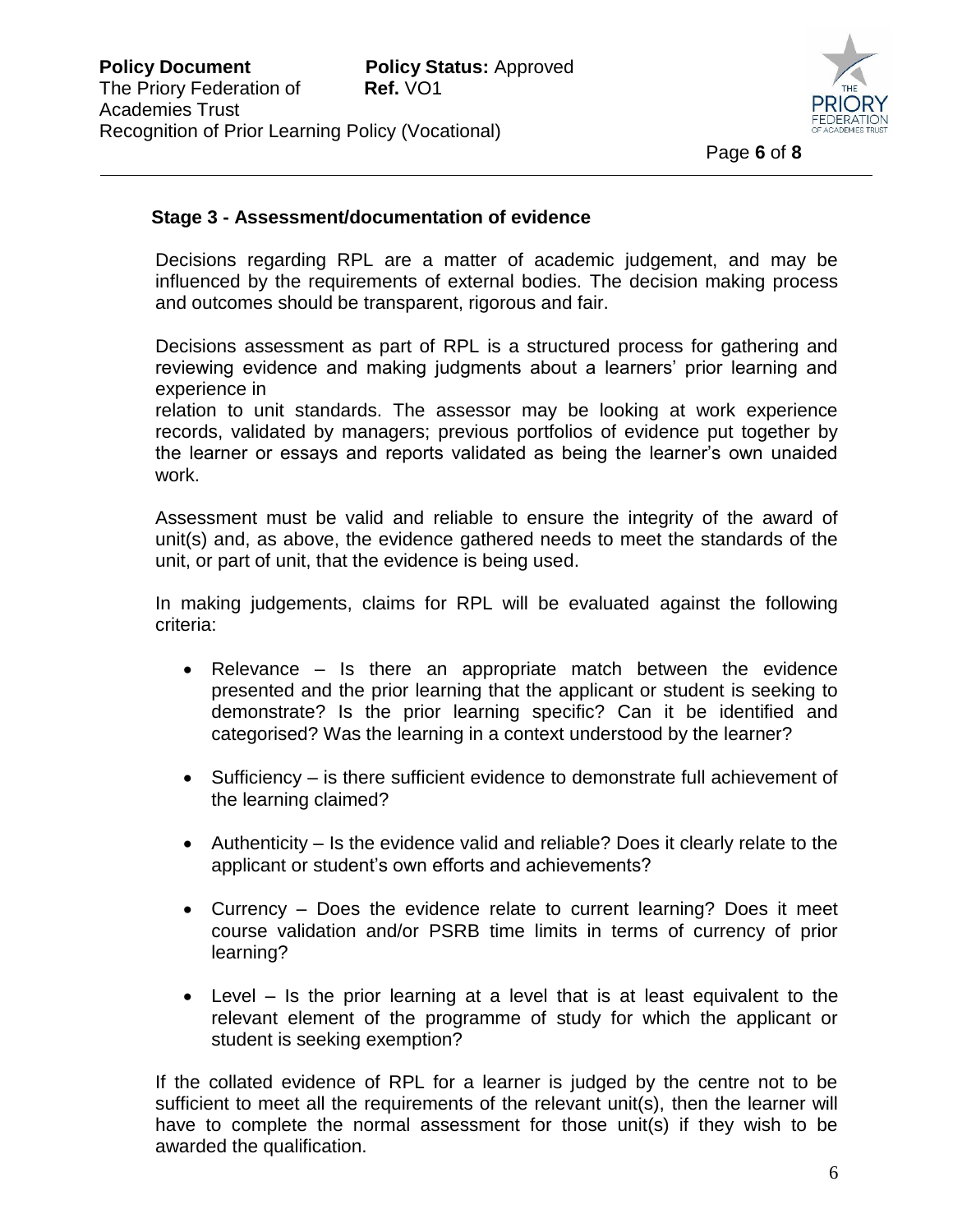### Stage 3 - Assessment/documentation of evidence

Decisions regarding RPL are a matter of academic judgement, and may be influenced by the requirements of external bodies. The decision making process and outcomes should be transparent, rigorous and fair.

Decisions assessment as part of RPL is a structured process for gathering and reviewing evidence and making judgments about a learners' prior learning and experience in relation to unit standards. The assessor may be looking at work experience records, validated by managers; previous portfolios of evidence put together by the learner or essays and reports validated as being the learner's own unaided work.

Assessment must be valid and reliable to ensure the integrity of the award of unit(s) and, as above, the evidence gathered needs to meet the standards of the unit, or part of unit, that the evidence is being used.

In making judgements, claims for RPL will be evaluated against the following criteria:

- Relevance – Is there an appropriate match between the evidence presented and the prior learning that the applicant or student is seeking to demonstrate? Is the prior learning specific? Can it be identified and categorised? Was the learning in a context understood by the learner?
- Sufficiency – is there sufficient evidence to demonstrate full achievement of the learning claimed?
- Authenticity – Is the evidence valid and reliable? Does it clearly relate to the applicant or student's own efforts and achievements?
- Currency – Does the evidence relate to current learning? Does it meet course validation and/or PSRB time limits in terms of currency of prior learning?
- Level – Is the prior learning at a level that is at least equivalent to the relevant element of the programme of study for which the applicant or student is seeking exemption?

If the collated evidence of RPL for a learner is judged by the centre not to be sufficient to meet all the requirements of the relevant unit(s), then the learner will have to complete the normal assessment for those unit(s) if they wish to be awarded the qualification.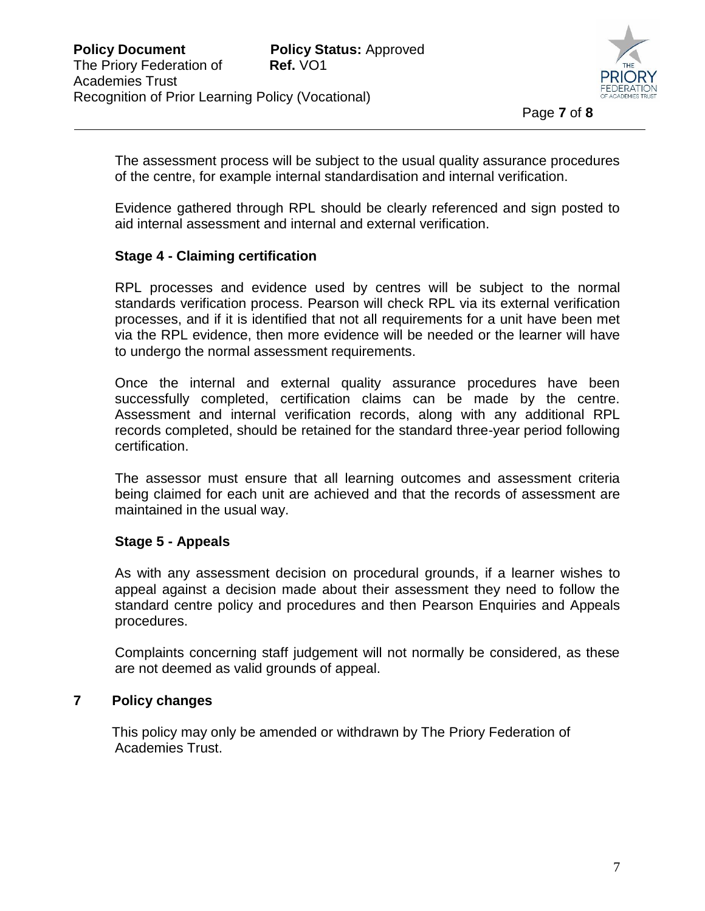The assessment process will be subject to the usual quality assurance procedures of the centre, for example internal standardisation and internal verification.

Evidence gathered through RPL should be clearly referenced and sign posted to aid internal assessment and internal and external verification.

### Stage 4 - Claiming certification

RPL processes and evidence used by centres will be subject to the normal standards verification process. Pearson will check RPL via its external verification processes, and if it is identified that not all requirements for a unit have been met via the RPL evidence, then more evidence will be needed or the learner will have to undergo the normal assessment requirements.

Once the internal and external quality assurance procedures have been successfully completed, certification claims can be made by the centre. Assessment and internal verification records, along with any additional RPL records completed, should be retained for the standard three-year period following certification.

The assessor must ensure that all learning outcomes and assessment criteria being claimed for each unit are achieved and that the records of assessment are maintained in the usual way.

### Stage 5 - Appeals

As with any assessment decision on procedural grounds, if a learner wishes to appeal against a decision made about their assessment they need to follow the standard centre policy and procedures and then Pearson Enquiries and Appeals procedures.

Complaints concerning staff judgement will not normally be considered, as these are not deemed as valid grounds of appeal.

## 7 Policy changes

This policy may only be amended or withdrawn by The Priory Federation of Academies Trust.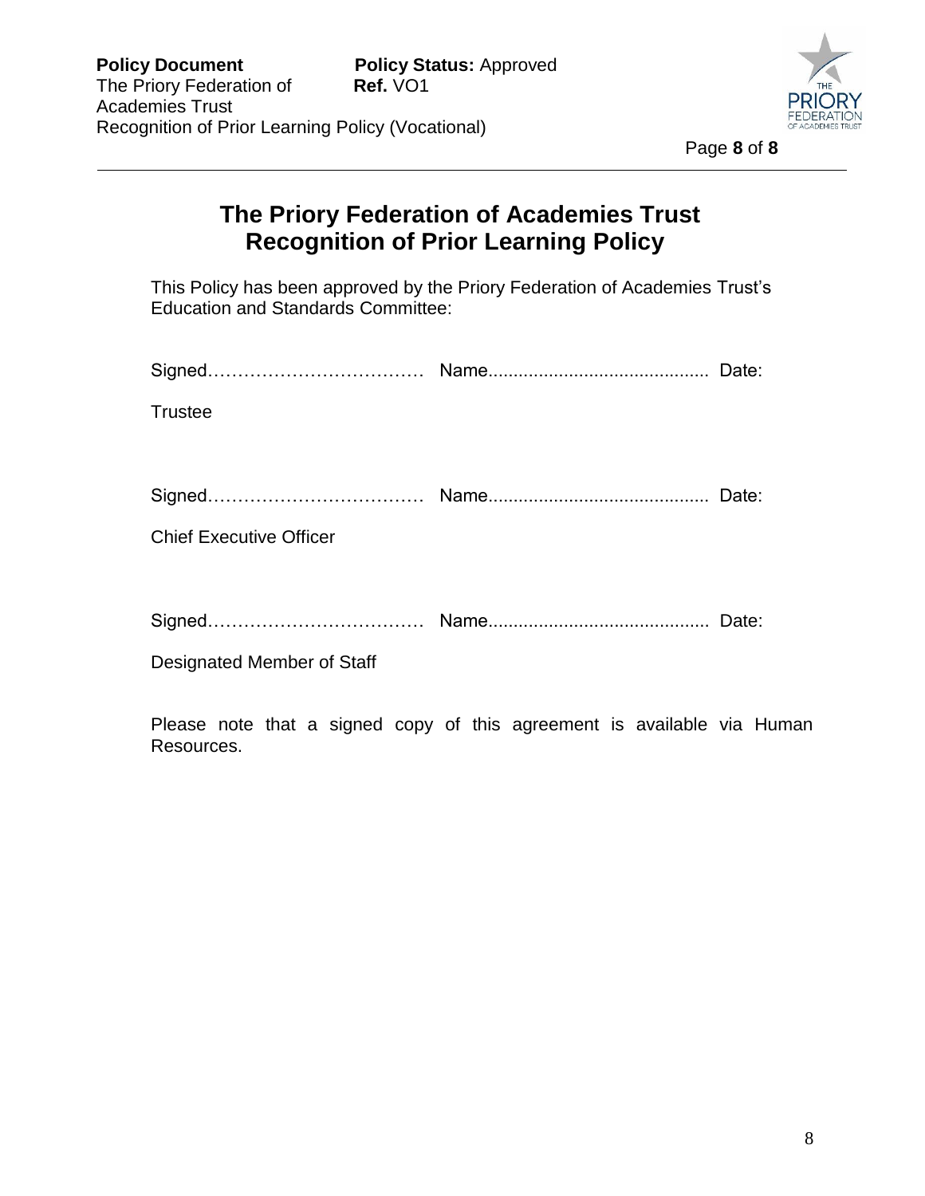# The Priory Federation of Academies Trust Recognition of Prior Learning Policy

This Policy has been approved by the Priory Federation of Academies Trust's Education and Standards Committee:

Signed……………………………… Name............................................ Date:

Trustee

Signed……………………………… Name............................................ Date:

Chief Executive Officer

Signed……………………………… Name............................................ Date:

Designated Member of Staff

Please note that a signed copy of this agreement is available via Human Resources.